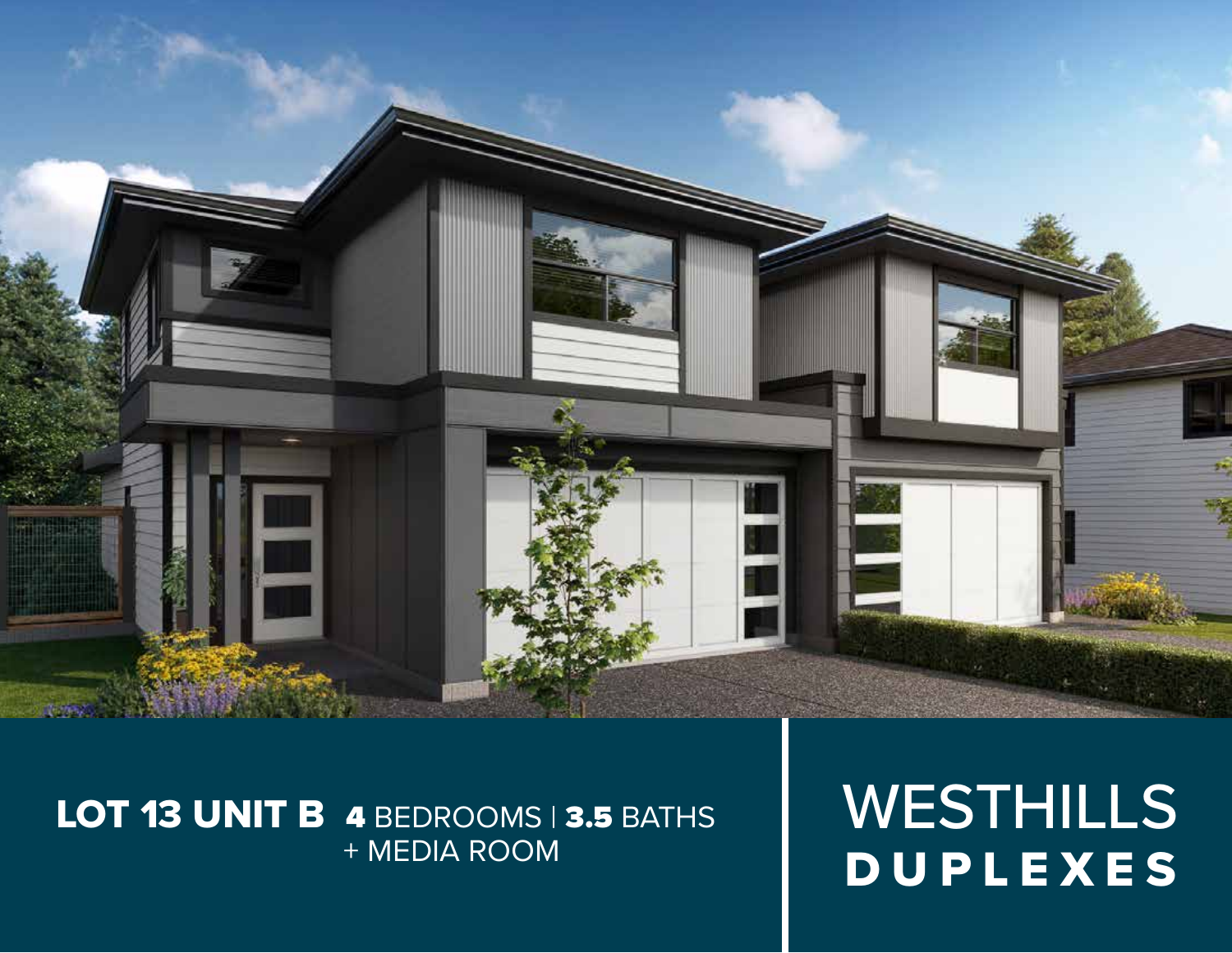**LOT 13 UNIT B** **4** BEDROOMS | **3.5** BATHS
+ MEDIA ROOM

# WESTHILLS
## DUPLEXES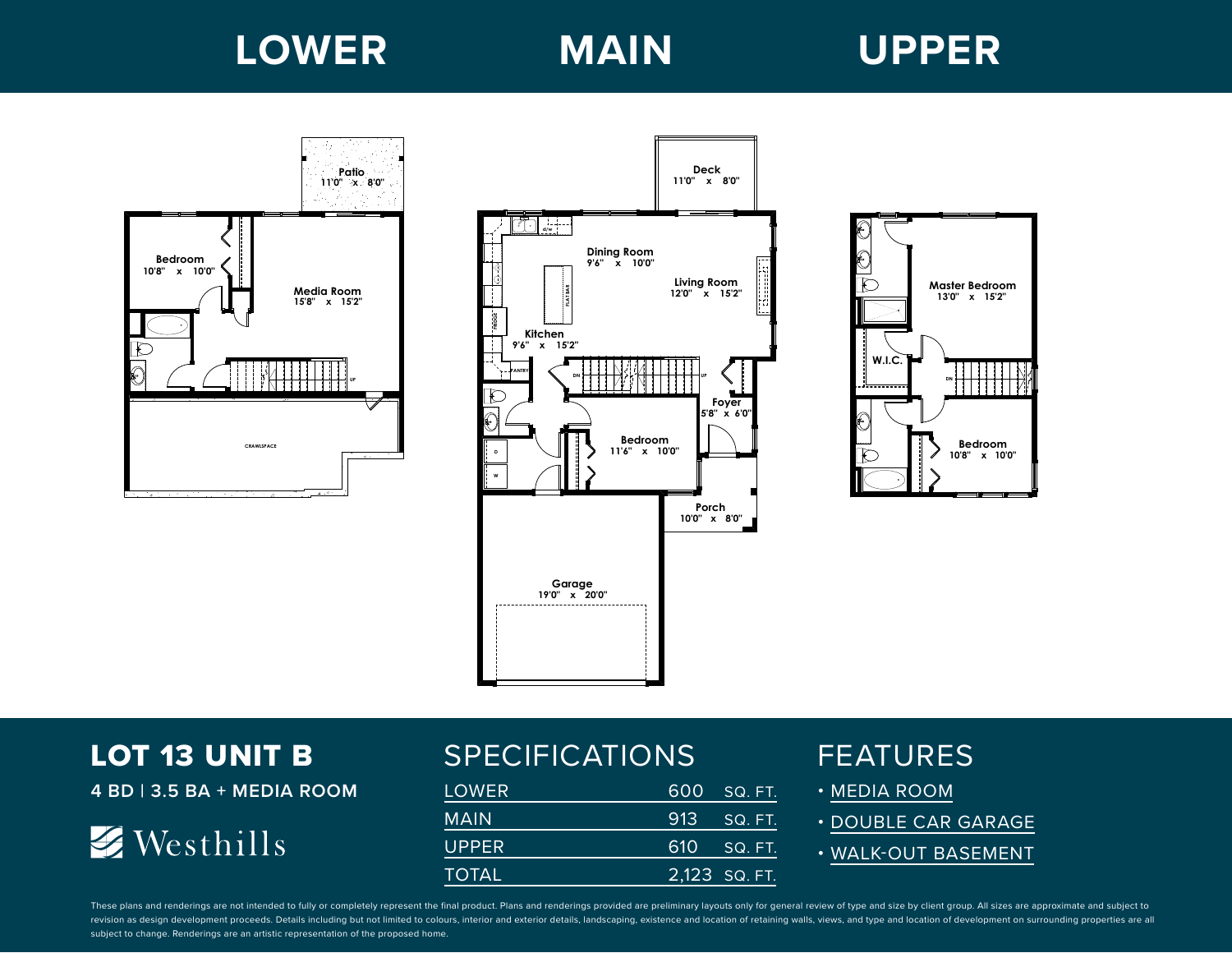# LOWER

Patio
11'0" x 8'0"

Bedroom
10'8" x 10'0"

Media Room
15'8" x 15'2"

UP

CRAWLSPACE

# MAIN

Deck
11'0" x 8'0"

Dining Room
9'6" x 10'0"

Living Room
12'0" x 15'2"

Kitchen
9'6" x 15'2"

FRIDGE

PANTRY

FLAT BAR

DN

UP

Foyer
5'8" x 6'0"

Bedroom
11'6" x 10'0"

D

W

Porch
10'0" x 8'0"

Garage
19'0" x 20'0"

# UPPER

Master Bedroom
13'0" x 15'2"

W.I.C.

DN

Bedroom
10'8" x 10'0"

## LOT 13 UNIT B

**4 BD | 3.5 BA + MEDIA ROOM**

Westhills

## SPECIFICATIONS

| | | |
|---|---|---|
| LOWER | 600 | SQ. FT. |
| MAIN | 913 | SQ. FT. |
| UPPER | 610 | SQ. FT. |
| TOTAL | 2,123 | SQ. FT. |

## FEATURES

- MEDIA ROOM
- DOUBLE CAR GARAGE
- WALK-OUT BASEMENT

These plans and renderings are not intended to fully or completely represent the final product. Plans and renderings provided are preliminary layouts only for general review of type and size by client group. All sizes are approximate and subject to revision as design development proceeds. Details including but not limited to colours, interior and exterior details, landscaping, existence and location of retaining walls, views, and type and location of development on surrounding properties are all subject to change. Renderings are an artistic representation of the proposed home.